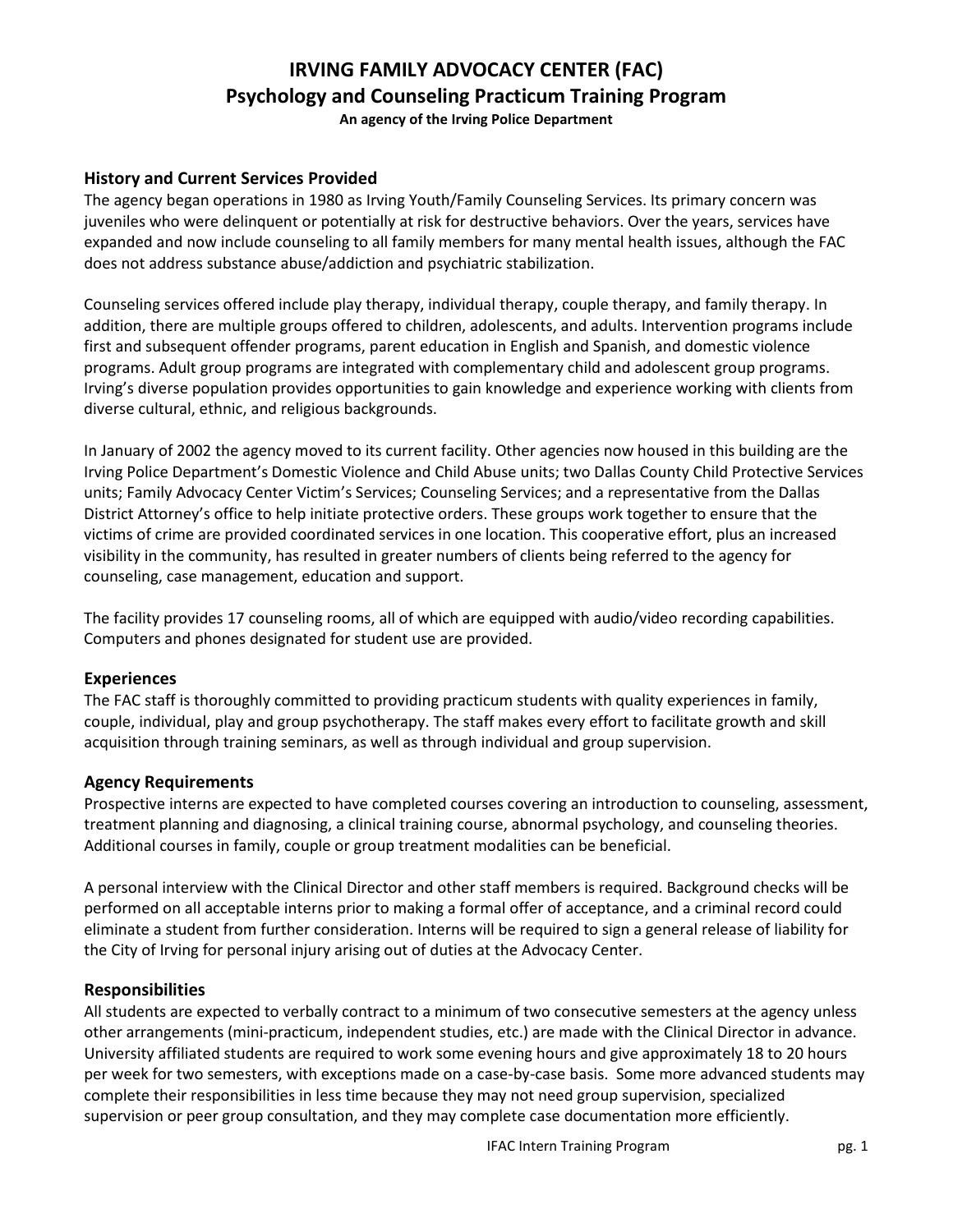# IRVING FAMILY ADVOCACY CENTER (FAC)
## Psychology and Counseling Practicum Training Program

**An agency of the Irving Police Department**

### History and Current Services Provided

The agency began operations in 1980 as Irving Youth/Family Counseling Services. Its primary concern was juveniles who were delinquent or potentially at risk for destructive behaviors. Over the years, services have expanded and now include counseling to all family members for many mental health issues, although the FAC does not address substance abuse/addiction and psychiatric stabilization.

Counseling services offered include play therapy, individual therapy, couple therapy, and family therapy. In addition, there are multiple groups offered to children, adolescents, and adults. Intervention programs include first and subsequent offender programs, parent education in English and Spanish, and domestic violence programs. Adult group programs are integrated with complementary child and adolescent group programs. Irving's diverse population provides opportunities to gain knowledge and experience working with clients from diverse cultural, ethnic, and religious backgrounds.

In January of 2002 the agency moved to its current facility. Other agencies now housed in this building are the Irving Police Department's Domestic Violence and Child Abuse units; two Dallas County Child Protective Services units; Family Advocacy Center Victim's Services; Counseling Services; and a representative from the Dallas District Attorney's office to help initiate protective orders. These groups work together to ensure that the victims of crime are provided coordinated services in one location. This cooperative effort, plus an increased visibility in the community, has resulted in greater numbers of clients being referred to the agency for counseling, case management, education and support.

The facility provides 17 counseling rooms, all of which are equipped with audio/video recording capabilities. Computers and phones designated for student use are provided.

### Experiences

The FAC staff is thoroughly committed to providing practicum students with quality experiences in family, couple, individual, play and group psychotherapy. The staff makes every effort to facilitate growth and skill acquisition through training seminars, as well as through individual and group supervision.

### Agency Requirements

Prospective interns are expected to have completed courses covering an introduction to counseling, assessment, treatment planning and diagnosing, a clinical training course, abnormal psychology, and counseling theories. Additional courses in family, couple or group treatment modalities can be beneficial.

A personal interview with the Clinical Director and other staff members is required. Background checks will be performed on all acceptable interns prior to making a formal offer of acceptance, and a criminal record could eliminate a student from further consideration. Interns will be required to sign a general release of liability for the City of Irving for personal injury arising out of duties at the Advocacy Center.

### Responsibilities

All students are expected to verbally contract to a minimum of two consecutive semesters at the agency unless other arrangements (mini-practicum, independent studies, etc.) are made with the Clinical Director in advance. University affiliated students are required to work some evening hours and give approximately 18 to 20 hours per week for two semesters, with exceptions made on a case-by-case basis. Some more advanced students may complete their responsibilities in less time because they may not need group supervision, specialized supervision or peer group consultation, and they may complete case documentation more efficiently.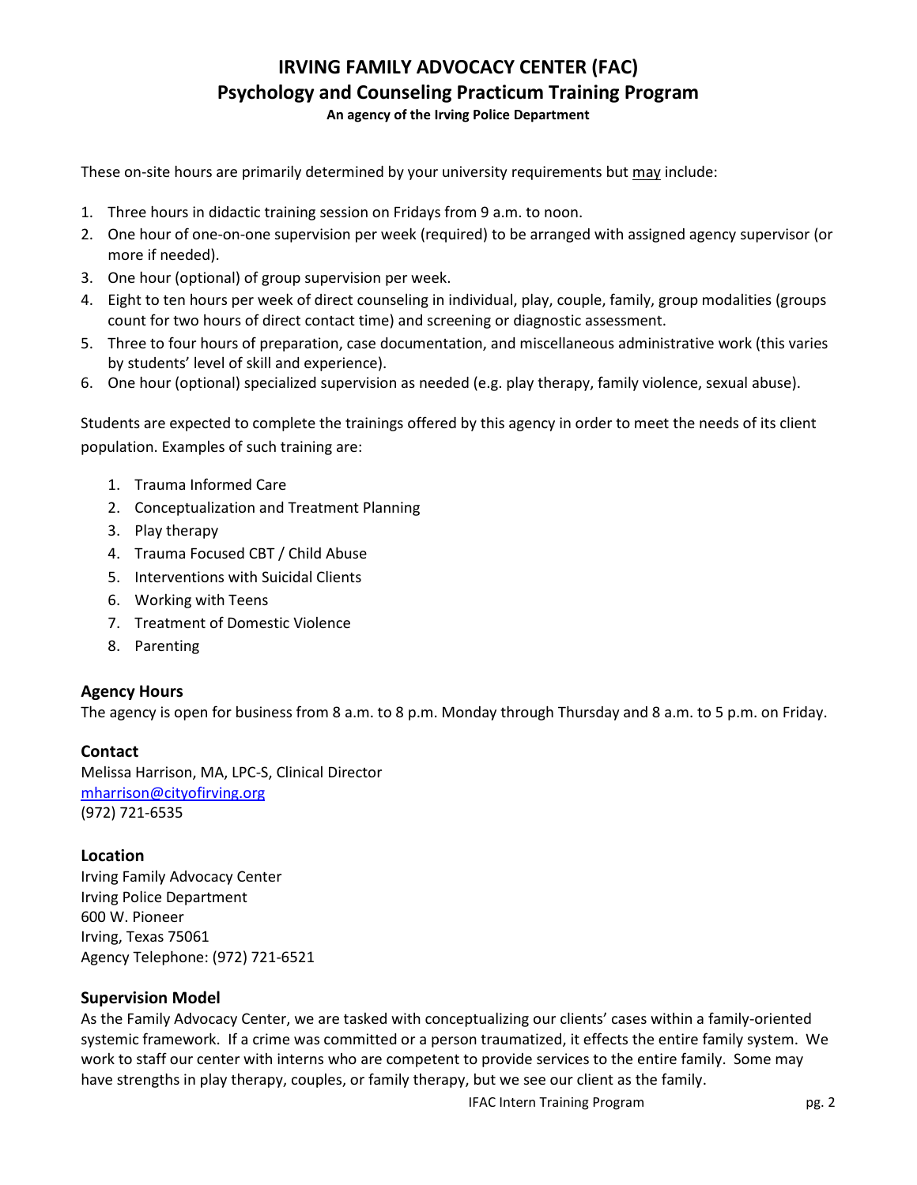# IRVING FAMILY ADVOCACY CENTER (FAC)
## Psychology and Counseling Practicum Training Program
**An agency of the Irving Police Department**

These on-site hours are primarily determined by your university requirements but may include:

1. Three hours in didactic training session on Fridays from 9 a.m. to noon.
2. One hour of one-on-one supervision per week (required) to be arranged with assigned agency supervisor (or more if needed).
3. One hour (optional) of group supervision per week.
4. Eight to ten hours per week of direct counseling in individual, play, couple, family, group modalities (groups count for two hours of direct contact time) and screening or diagnostic assessment.
5. Three to four hours of preparation, case documentation, and miscellaneous administrative work (this varies by students' level of skill and experience).
6. One hour (optional) specialized supervision as needed (e.g. play therapy, family violence, sexual abuse).

Students are expected to complete the trainings offered by this agency in order to meet the needs of its client population. Examples of such training are:

1. Trauma Informed Care
2. Conceptualization and Treatment Planning
3. Play therapy
4. Trauma Focused CBT / Child Abuse
5. Interventions with Suicidal Clients
6. Working with Teens
7. Treatment of Domestic Violence
8. Parenting

### Agency Hours
The agency is open for business from 8 a.m. to 8 p.m. Monday through Thursday and 8 a.m. to 5 p.m. on Friday.

### Contact
Melissa Harrison, MA, LPC-S, Clinical Director
mharrison@cityofirving.org
(972) 721-6535

### Location
Irving Family Advocacy Center
Irving Police Department
600 W. Pioneer
Irving, Texas 75061
Agency Telephone: (972) 721-6521

### Supervision Model
As the Family Advocacy Center, we are tasked with conceptualizing our clients' cases within a family-oriented systemic framework. If a crime was committed or a person traumatized, it effects the entire family system. We work to staff our center with interns who are competent to provide services to the entire family. Some may have strengths in play therapy, couples, or family therapy, but we see our client as the family.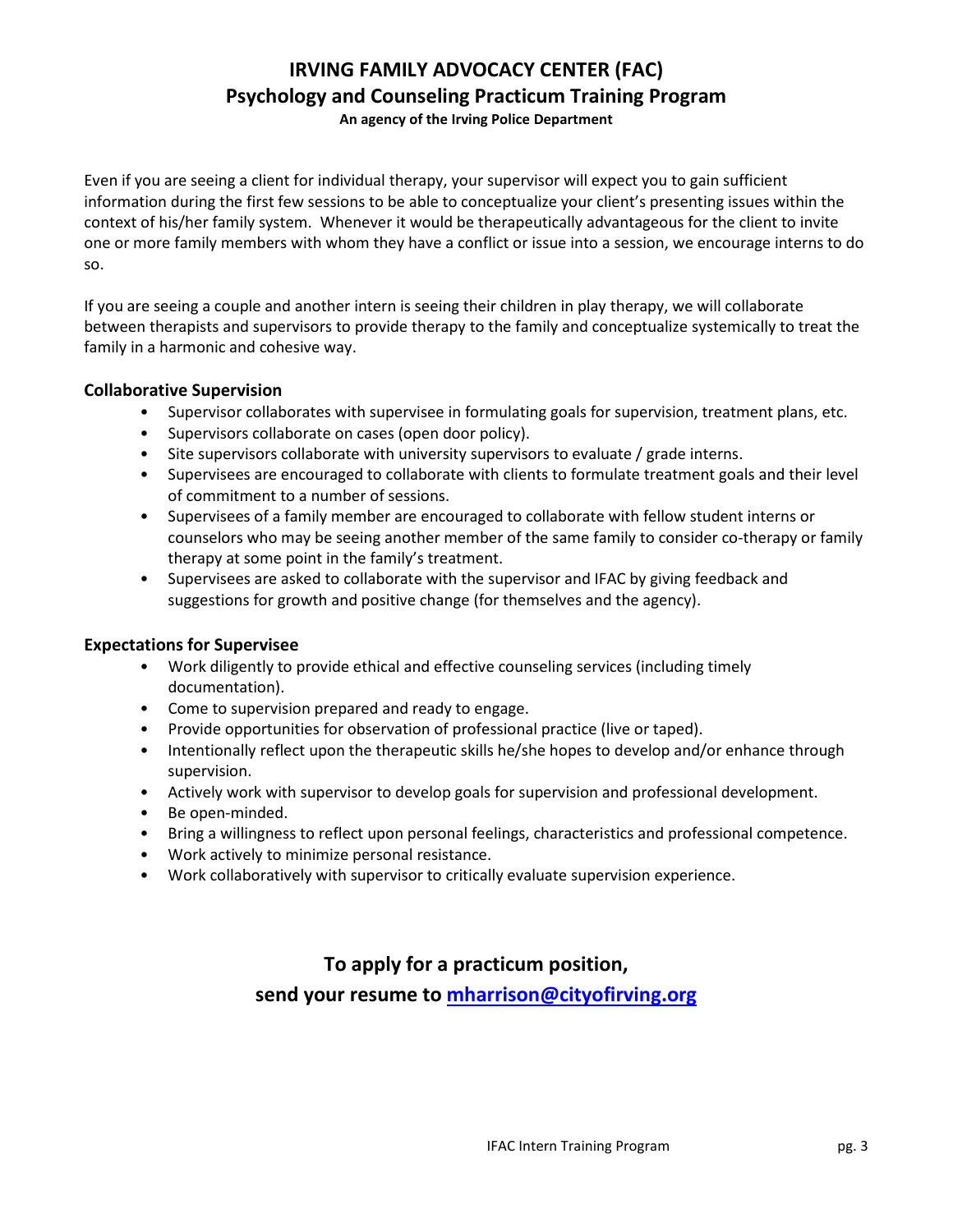# IRVING FAMILY ADVOCACY CENTER (FAC)
## Psychology and Counseling Practicum Training Program
**An agency of the Irving Police Department**

Even if you are seeing a client for individual therapy, your supervisor will expect you to gain sufficient information during the first few sessions to be able to conceptualize your client's presenting issues within the context of his/her family system. Whenever it would be therapeutically advantageous for the client to invite one or more family members with whom they have a conflict or issue into a session, we encourage interns to do so.

If you are seeing a couple and another intern is seeing their children in play therapy, we will collaborate between therapists and supervisors to provide therapy to the family and conceptualize systemically to treat the family in a harmonic and cohesive way.

### Collaborative Supervision

- Supervisor collaborates with supervisee in formulating goals for supervision, treatment plans, etc.
- Supervisors collaborate on cases (open door policy).
- Site supervisors collaborate with university supervisors to evaluate / grade interns.
- Supervisees are encouraged to collaborate with clients to formulate treatment goals and their level of commitment to a number of sessions.
- Supervisees of a family member are encouraged to collaborate with fellow student interns or counselors who may be seeing another member of the same family to consider co-therapy or family therapy at some point in the family's treatment.
- Supervisees are asked to collaborate with the supervisor and IFAC by giving feedback and suggestions for growth and positive change (for themselves and the agency).

### Expectations for Supervisee

- Work diligently to provide ethical and effective counseling services (including timely documentation).
- Come to supervision prepared and ready to engage.
- Provide opportunities for observation of professional practice (live or taped).
- Intentionally reflect upon the therapeutic skills he/she hopes to develop and/or enhance through supervision.
- Actively work with supervisor to develop goals for supervision and professional development.
- Be open-minded.
- Bring a willingness to reflect upon personal feelings, characteristics and professional competence.
- Work actively to minimize personal resistance.
- Work collaboratively with supervisor to critically evaluate supervision experience.

## To apply for a practicum position,
## send your resume to mharrison@cityofirving.org